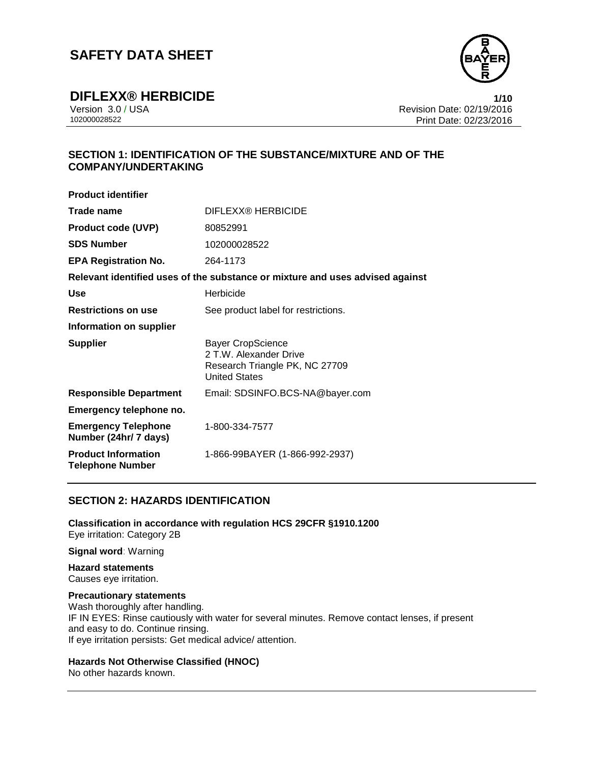# SAFETY DATA SHEET

## DIFLEXX® HERBICIDE

Version 3.0 / USA
102000028522

Revision Date: 02/19/2016
Print Date: 02/23/2016

## SECTION 1: IDENTIFICATION OF THE SUBSTANCE/MIXTURE AND OF THE COMPANY/UNDERTAKING

**Product identifier**

| | |
|---|---|
| **Trade name** | DIFLEXX® HERBICIDE |
| **Product code (UVP)** | 80852991 |
| **SDS Number** | 102000028522 |
| **EPA Registration No.** | 264-1173 |

**Relevant identified uses of the substance or mixture and uses advised against**

| | |
|---|---|
| **Use** | Herbicide |
| **Restrictions on use** | See product label for restrictions. |

**Information on supplier**

| | |
|---|---|
| **Supplier** | Bayer CropScience<br>2 T.W. Alexander Drive<br>Research Triangle PK, NC 27709<br>United States |
| **Responsible Department** | Email: SDSINFO.BCS-NA@bayer.com |

**Emergency telephone no.**

| | |
|---|---|
| **Emergency Telephone Number (24hr/ 7 days)** | 1-800-334-7577 |
| **Product Information Telephone Number** | 1-866-99BAYER (1-866-992-2937) |

## SECTION 2: HAZARDS IDENTIFICATION

**Classification in accordance with regulation HCS 29CFR §1910.1200**
Eye irritation: Category 2B

**Signal word**: Warning

**Hazard statements**
Causes eye irritation.

**Precautionary statements**
Wash thoroughly after handling.
IF IN EYES: Rinse cautiously with water for several minutes. Remove contact lenses, if present and easy to do. Continue rinsing.
If eye irritation persists: Get medical advice/ attention.

**Hazards Not Otherwise Classified (HNOC)**
No other hazards known.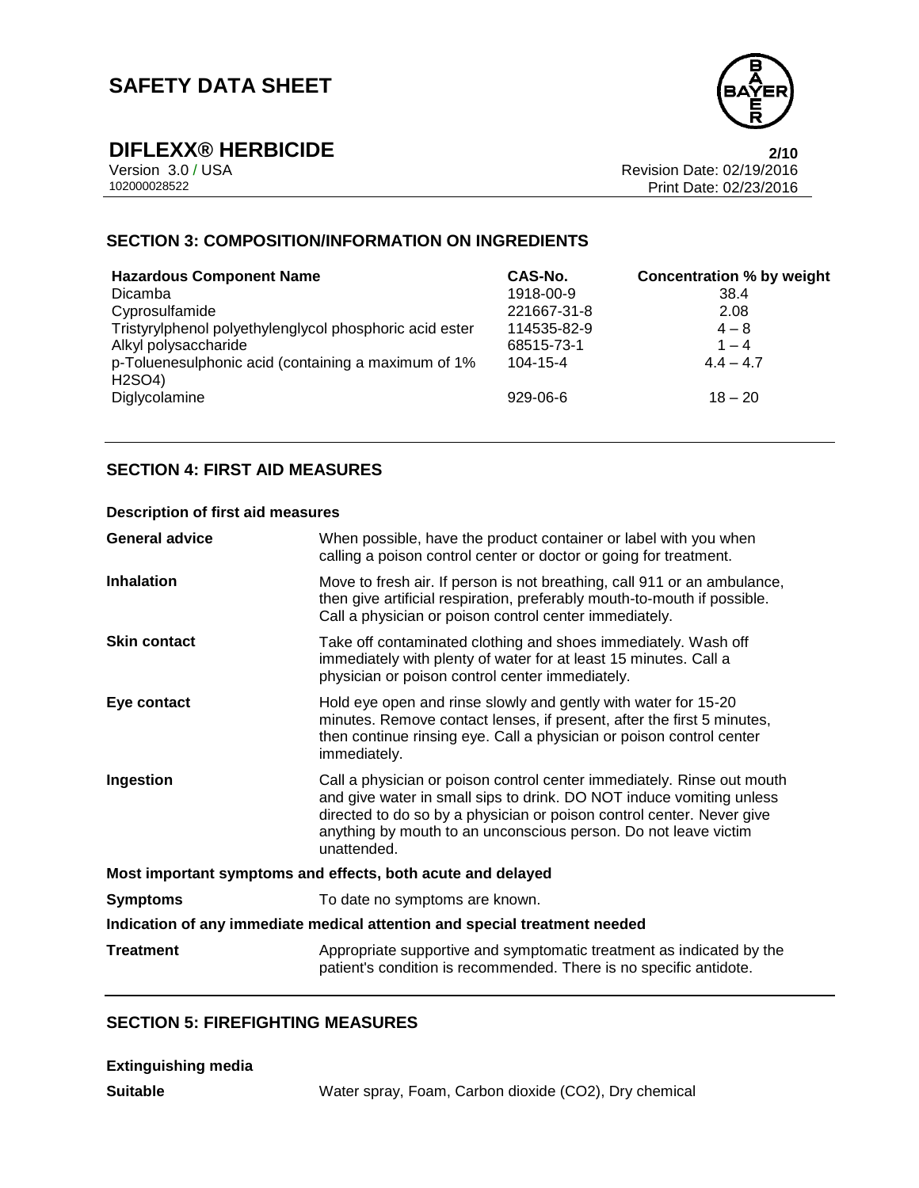## SECTION 3: COMPOSITION/INFORMATION ON INGREDIENTS

| Hazardous Component Name | CAS-No. | Concentration % by weight |
|---|---|---|
| Dicamba | 1918-00-9 | 38.4 |
| Cyprosulfamide | 221667-31-8 | 2.08 |
| Tristyrylphenol polyethylenglycol phosphoric acid ester | 114535-82-9 | 4 – 8 |
| Alkyl polysaccharide | 68515-73-1 | 1 – 4 |
| p-Toluenesulphonic acid (containing a maximum of 1% $H_2SO_4$) | 104-15-4 | 4.4 – 4.7 |
| Diglycolamine | 929-06-6 | 18 – 20 |

## SECTION 4: FIRST AID MEASURES

**Description of first aid measures**

**General advice**
When possible, have the product container or label with you when calling a poison control center or doctor or going for treatment.

**Inhalation**
Move to fresh air. If person is not breathing, call 911 or an ambulance, then give artificial respiration, preferably mouth-to-mouth if possible. Call a physician or poison control center immediately.

**Skin contact**
Take off contaminated clothing and shoes immediately. Wash off immediately with plenty of water for at least 15 minutes. Call a physician or poison control center immediately.

**Eye contact**
Hold eye open and rinse slowly and gently with water for 15-20 minutes. Remove contact lenses, if present, after the first 5 minutes, then continue rinsing eye. Call a physician or poison control center immediately.

**Ingestion**
Call a physician or poison control center immediately. Rinse out mouth and give water in small sips to drink. DO NOT induce vomiting unless directed to do so by a physician or poison control center. Never give anything by mouth to an unconscious person. Do not leave victim unattended.

**Most important symptoms and effects, both acute and delayed**

**Symptoms**
To date no symptoms are known.

**Indication of any immediate medical attention and special treatment needed**

**Treatment**
Appropriate supportive and symptomatic treatment as indicated by the patient's condition is recommended. There is no specific antidote.

## SECTION 5: FIREFIGHTING MEASURES

**Extinguishing media**

**Suitable**
Water spray, Foam, Carbon dioxide ($CO_2$), Dry chemical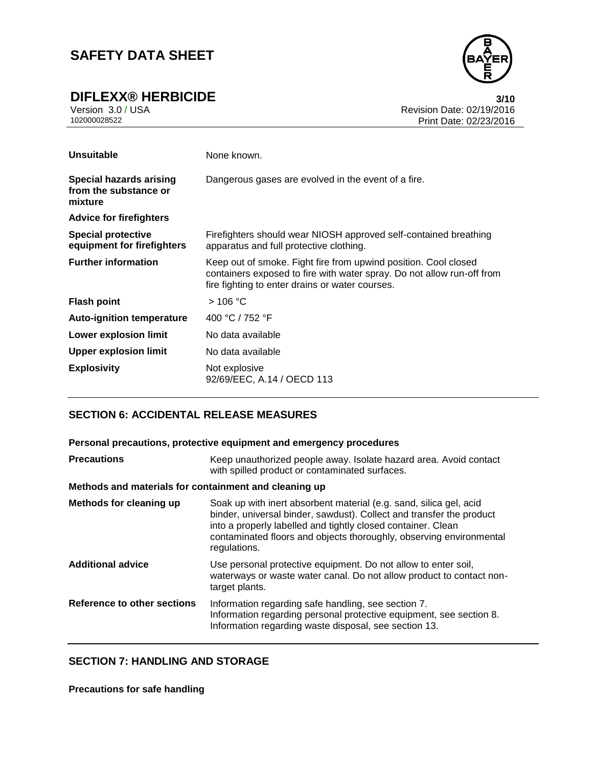| | |
|---|---|
| **Unsuitable** | None known. |
| **Special hazards arising from the substance or mixture** | Dangerous gases are evolved in the event of a fire. |
| **Advice for firefighters** | |
| **Special protective equipment for firefighters** | Firefighters should wear NIOSH approved self-contained breathing apparatus and full protective clothing. |
| **Further information** | Keep out of smoke. Fight fire from upwind position. Cool closed containers exposed to fire with water spray. Do not allow run-off from fire fighting to enter drains or water courses. |
| **Flash point** | > 106 °C |
| **Auto-ignition temperature** | 400 °C / 752 °F |
| **Lower explosion limit** | No data available |
| **Upper explosion limit** | No data available |
| **Explosivity** | Not explosive<br>92/69/EEC, A.14 / OECD 113 |

## SECTION 6: ACCIDENTAL RELEASE MEASURES

**Personal precautions, protective equipment and emergency procedures**

| | |
|---|---|
| **Precautions** | Keep unauthorized people away. Isolate hazard area. Avoid contact with spilled product or contaminated surfaces. |

**Methods and materials for containment and cleaning up**

| | |
|---|---|
| **Methods for cleaning up** | Soak up with inert absorbent material (e.g. sand, silica gel, acid binder, universal binder, sawdust). Collect and transfer the product into a properly labelled and tightly closed container. Clean contaminated floors and objects thoroughly, observing environmental regulations. |
| **Additional advice** | Use personal protective equipment. Do not allow to enter soil, waterways or waste water canal. Do not allow product to contact non-target plants. |
| **Reference to other sections** | Information regarding safe handling, see section 7.<br>Information regarding personal protective equipment, see section 8.<br>Information regarding waste disposal, see section 13. |

## SECTION 7: HANDLING AND STORAGE

**Precautions for safe handling**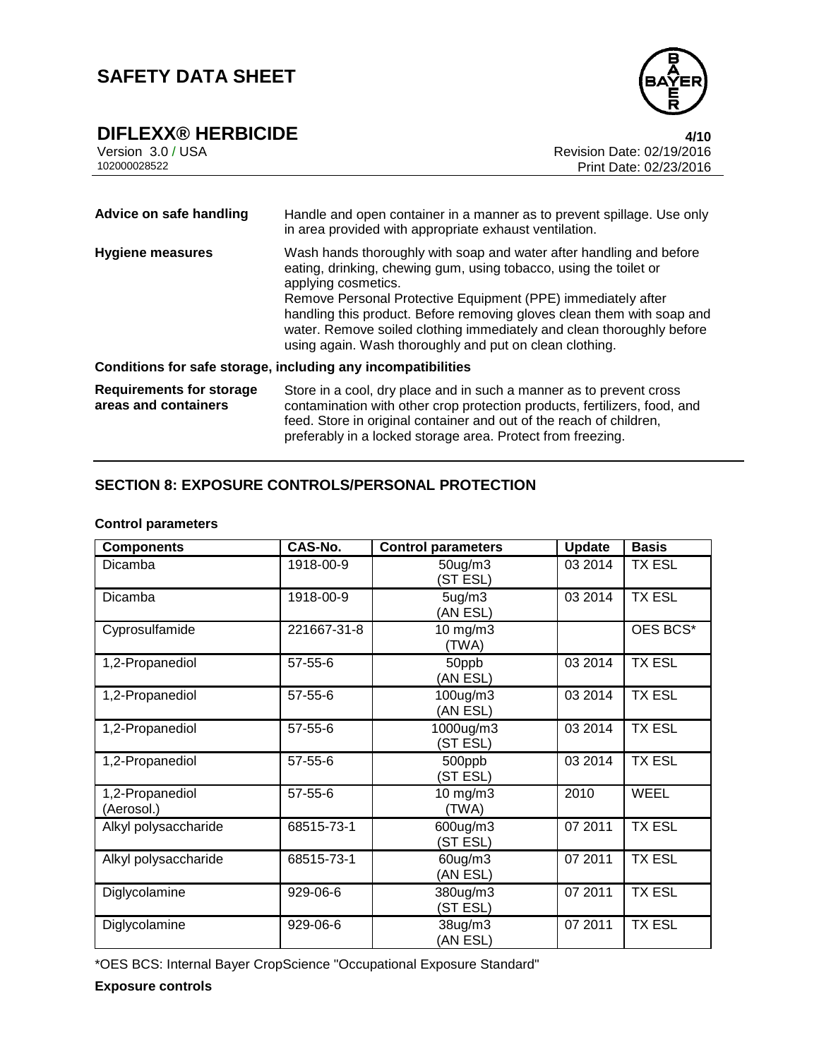| | |
|---|---|
| **Advice on safe handling** | Handle and open container in a manner as to prevent spillage. Use only in area provided with appropriate exhaust ventilation. |
| **Hygiene measures** | Wash hands thoroughly with soap and water after handling and before eating, drinking, chewing gum, using tobacco, using the toilet or applying cosmetics. Remove Personal Protective Equipment (PPE) immediately after handling this product. Before removing gloves clean them with soap and water. Remove soiled clothing immediately and clean thoroughly before using again. Wash thoroughly and put on clean clothing. |

**Conditions for safe storage, including any incompatibilities**

| | |
|---|---|
| **Requirements for storage areas and containers** | Store in a cool, dry place and in such a manner as to prevent cross contamination with other crop protection products, fertilizers, food, and feed. Store in original container and out of the reach of children, preferably in a locked storage area. Protect from freezing. |

## SECTION 8: EXPOSURE CONTROLS/PERSONAL PROTECTION

**Control parameters**

| Components | CAS-No. | Control parameters | Update | Basis |
|---|---|---|---|---|
| Dicamba | 1918-00-9 | 50ug/m3 (ST ESL) | 03 2014 | TX ESL |
| Dicamba | 1918-00-9 | 5ug/m3 (AN ESL) | 03 2014 | TX ESL |
| Cyprosulfamide | 221667-31-8 | 10 mg/m3 (TWA) | | OES BCS* |
| 1,2-Propanediol | 57-55-6 | 50ppb (AN ESL) | 03 2014 | TX ESL |
| 1,2-Propanediol | 57-55-6 | 100ug/m3 (AN ESL) | 03 2014 | TX ESL |
| 1,2-Propanediol | 57-55-6 | 1000ug/m3 (ST ESL) | 03 2014 | TX ESL |
| 1,2-Propanediol | 57-55-6 | 500ppb (ST ESL) | 03 2014 | TX ESL |
| 1,2-Propanediol (Aerosol.) | 57-55-6 | 10 mg/m3 (TWA) | 2010 | WEEL |
| Alkyl polysaccharide | 68515-73-1 | 600ug/m3 (ST ESL) | 07 2011 | TX ESL |
| Alkyl polysaccharide | 68515-73-1 | 60ug/m3 (AN ESL) | 07 2011 | TX ESL |
| Diglycolamine | 929-06-6 | 380ug/m3 (ST ESL) | 07 2011 | TX ESL |
| Diglycolamine | 929-06-6 | 38ug/m3 (AN ESL) | 07 2011 | TX ESL |

*OES BCS: Internal Bayer CropScience "Occupational Exposure Standard"

**Exposure controls**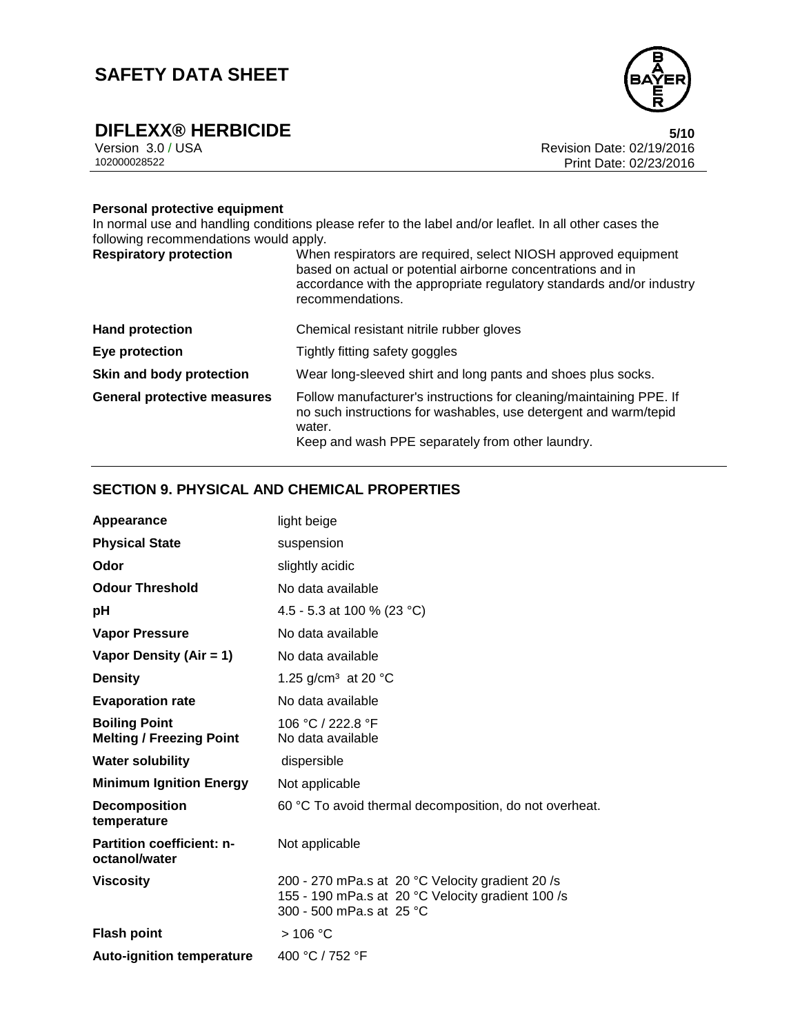**Personal protective equipment**

In normal use and handling conditions please refer to the label and/or leaflet. In all other cases the following recommendations would apply.

| | |
|---|---|
| **Respiratory protection** | When respirators are required, select NIOSH approved equipment based on actual or potential airborne concentrations and in accordance with the appropriate regulatory standards and/or industry recommendations. |
| **Hand protection** | Chemical resistant nitrile rubber gloves |
| **Eye protection** | Tightly fitting safety goggles |
| **Skin and body protection** | Wear long-sleeved shirt and long pants and shoes plus socks. |
| **General protective measures** | Follow manufacturer's instructions for cleaning/maintaining PPE. If no such instructions for washables, use detergent and warm/tepid water.<br>Keep and wash PPE separately from other laundry. |

## SECTION 9. PHYSICAL AND CHEMICAL PROPERTIES

| | |
|---|---|
| **Appearance** | light beige |
| **Physical State** | suspension |
| **Odor** | slightly acidic |
| **Odour Threshold** | No data available |
| **pH** | 4.5 - 5.3 at 100 % (23 °C) |
| **Vapor Pressure** | No data available |
| **Vapor Density (Air = 1)** | No data available |
| **Density** | 1.25 g/cm³ at 20 °C |
| **Evaporation rate** | No data available |
| **Boiling Point** | 106 °C / 222.8 °F |
| **Melting / Freezing Point** | No data available |
| **Water solubility** | dispersible |
| **Minimum Ignition Energy** | Not applicable |
| **Decomposition temperature** | 60 °C To avoid thermal decomposition, do not overheat. |
| **Partition coefficient: n-octanol/water** | Not applicable |
| **Viscosity** | 200 - 270 mPa.s at 20 °C Velocity gradient 20 /s<br>155 - 190 mPa.s at 20 °C Velocity gradient 100 /s<br>300 - 500 mPa.s at 25 °C |
| **Flash point** | > 106 °C |
| **Auto-ignition temperature** | 400 °C / 752 °F |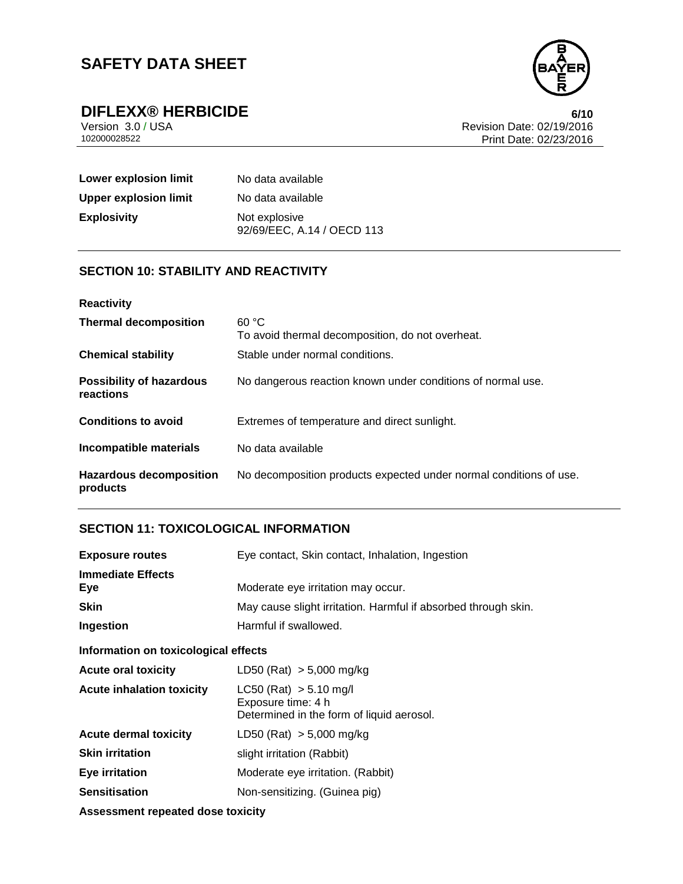| | |
|---|---|
| **Lower explosion limit** | No data available |
| **Upper explosion limit** | No data available |
| **Explosivity** | Not explosive<br>92/69/EEC, A.14 / OECD 113 |

## SECTION 10: STABILITY AND REACTIVITY

**Reactivity**

| | |
|---|---|
| **Thermal decomposition** | 60 °C<br>To avoid thermal decomposition, do not overheat. |
| **Chemical stability** | Stable under normal conditions. |
| **Possibility of hazardous reactions** | No dangerous reaction known under conditions of normal use. |
| **Conditions to avoid** | Extremes of temperature and direct sunlight. |
| **Incompatible materials** | No data available |
| **Hazardous decomposition products** | No decomposition products expected under normal conditions of use. |

## SECTION 11: TOXICOLOGICAL INFORMATION

| | |
|---|---|
| **Exposure routes** | Eye contact, Skin contact, Inhalation, Ingestion |

**Immediate Effects**

| | |
|---|---|
| **Eye** | Moderate eye irritation may occur. |
| **Skin** | May cause slight irritation. Harmful if absorbed through skin. |
| **Ingestion** | Harmful if swallowed. |

**Information on toxicological effects**

| | |
|---|---|
| **Acute oral toxicity** | LD50 (Rat) > 5,000 mg/kg |
| **Acute inhalation toxicity** | LC50 (Rat) > 5.10 mg/l<br>Exposure time: 4 h<br>Determined in the form of liquid aerosol. |
| **Acute dermal toxicity** | LD50 (Rat) > 5,000 mg/kg |
| **Skin irritation** | slight irritation (Rabbit) |
| **Eye irritation** | Moderate eye irritation. (Rabbit) |
| **Sensitisation** | Non-sensitizing. (Guinea pig) |

**Assessment repeated dose toxicity**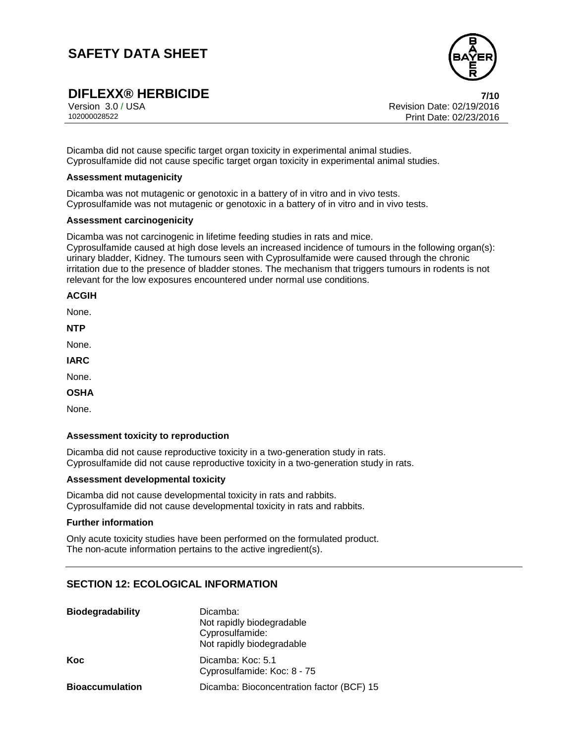Dicamba did not cause specific target organ toxicity in experimental animal studies.
Cyprosulfamide did not cause specific target organ toxicity in experimental animal studies.

**Assessment mutagenicity**

Dicamba was not mutagenic or genotoxic in a battery of in vitro and in vivo tests.
Cyprosulfamide was not mutagenic or genotoxic in a battery of in vitro and in vivo tests.

**Assessment carcinogenicity**

Dicamba was not carcinogenic in lifetime feeding studies in rats and mice.
Cyprosulfamide caused at high dose levels an increased incidence of tumours in the following organ(s): urinary bladder, Kidney. The tumours seen with Cyprosulfamide were caused through the chronic irritation due to the presence of bladder stones. The mechanism that triggers tumours in rodents is not relevant for the low exposures encountered under normal use conditions.

**ACGIH**

None.

**NTP**

None.

**IARC**

None.

**OSHA**

None.

**Assessment toxicity to reproduction**

Dicamba did not cause reproductive toxicity in a two-generation study in rats.
Cyprosulfamide did not cause reproductive toxicity in a two-generation study in rats.

**Assessment developmental toxicity**

Dicamba did not cause developmental toxicity in rats and rabbits.
Cyprosulfamide did not cause developmental toxicity in rats and rabbits.

**Further information**

Only acute toxicity studies have been performed on the formulated product.
The non-acute information pertains to the active ingredient(s).

## SECTION 12: ECOLOGICAL INFORMATION

| | |
|---|---|
| **Biodegradability** | Dicamba:<br>Not rapidly biodegradable<br>Cyprosulfamide:<br>Not rapidly biodegradable |
| **Koc** | Dicamba: Koc: 5.1<br>Cyprosulfamide: Koc: 8 - 75 |
| **Bioaccumulation** | Dicamba: Bioconcentration factor (BCF) 15 |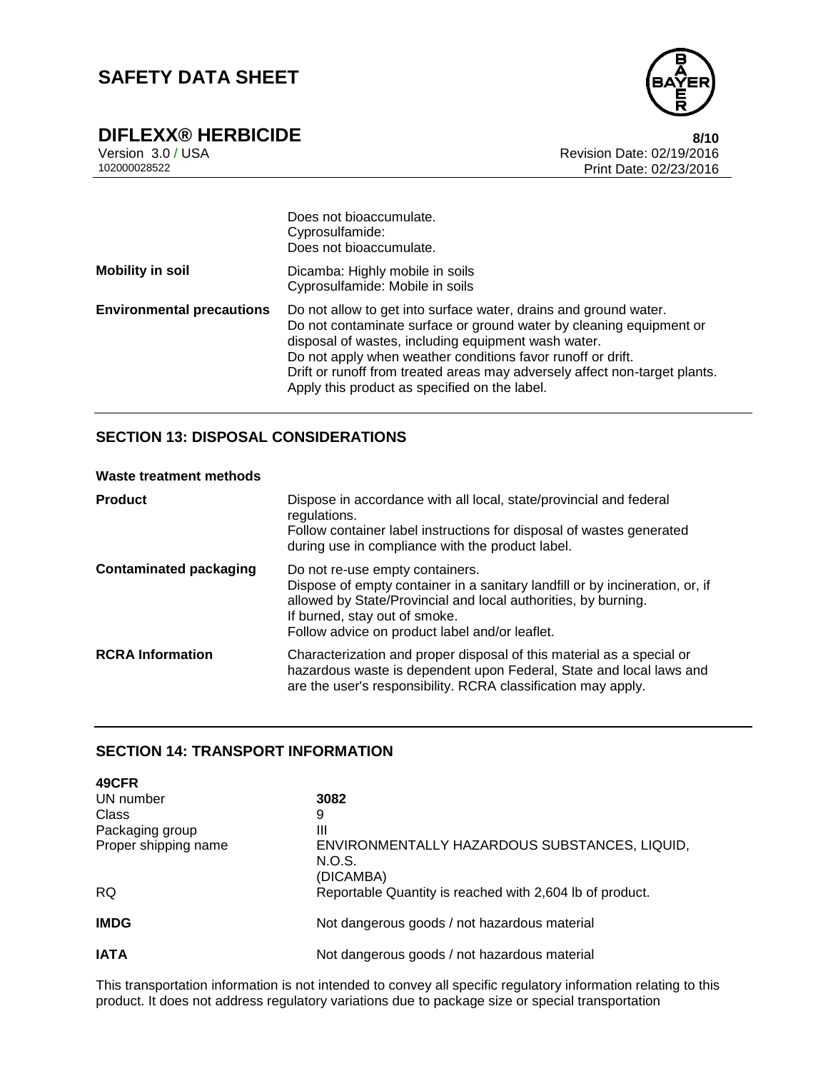| | |
|---|---|
| | Does not bioaccumulate.<br>Cyprosulfamide:<br>Does not bioaccumulate. |
| **Mobility in soil** | Dicamba: Highly mobile in soils<br>Cyprosulfamide: Mobile in soils |
| **Environmental precautions** | Do not allow to get into surface water, drains and ground water.<br>Do not contaminate surface or ground water by cleaning equipment or disposal of wastes, including equipment wash water.<br>Do not apply when weather conditions favor runoff or drift.<br>Drift or runoff from treated areas may adversely affect non-target plants.<br>Apply this product as specified on the label. |

## SECTION 13: DISPOSAL CONSIDERATIONS

**Waste treatment methods**

| | |
|---|---|
| **Product** | Dispose in accordance with all local, state/provincial and federal regulations.<br>Follow container label instructions for disposal of wastes generated during use in compliance with the product label. |
| **Contaminated packaging** | Do not re-use empty containers.<br>Dispose of empty container in a sanitary landfill or by incineration, or, if allowed by State/Provincial and local authorities, by burning.<br>If burned, stay out of smoke.<br>Follow advice on product label and/or leaflet. |
| **RCRA Information** | Characterization and proper disposal of this material as a special or hazardous waste is dependent upon Federal, State and local laws and are the user's responsibility. RCRA classification may apply. |

## SECTION 14: TRANSPORT INFORMATION

**49CFR**

| | |
|---|---|
| UN number | **3082** |
| Class | 9 |
| Packaging group | III |
| Proper shipping name | ENVIRONMENTALLY HAZARDOUS SUBSTANCES, LIQUID, N.O.S.<br>(DICAMBA) |
| RQ | Reportable Quantity is reached with 2,604 lb of product. |
| **IMDG** | Not dangerous goods / not hazardous material |
| **IATA** | Not dangerous goods / not hazardous material |

This transportation information is not intended to convey all specific regulatory information relating to this product. It does not address regulatory variations due to package size or special transportation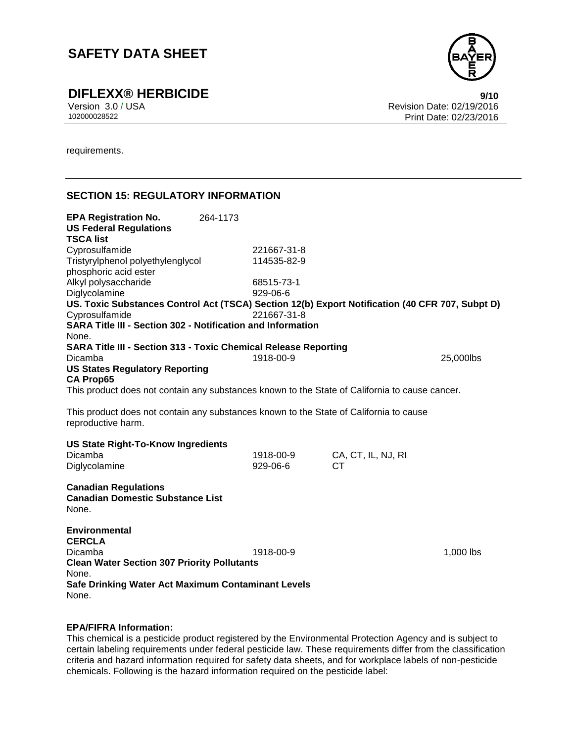requirements.

## SECTION 15: REGULATORY INFORMATION

**EPA Registration No.** 264-1173

**US Federal Regulations**

**TSCA list**

| | |
|---|---|
| Cyprosulfamide | 221667-31-8 |
| Tristyrylphenol polyethylenglycol phosphoric acid ester | 114535-82-9 |
| Alkyl polysaccharide | 68515-73-1 |
| Diglycolamine | 929-06-6 |

**US. Toxic Substances Control Act (TSCA) Section 12(b) Export Notification (40 CFR 707, Subpt D)**

| | |
|---|---|
| Cyprosulfamide | 221667-31-8 |

**SARA Title III - Section 302 - Notification and Information**

None.

**SARA Title III - Section 313 - Toxic Chemical Release Reporting**

| | | |
|---|---|---|
| Dicamba | 1918-00-9 | 25,000lbs |

**US States Regulatory Reporting**

**CA Prop65**

This product does not contain any substances known to the State of California to cause cancer.

This product does not contain any substances known to the State of California to cause reproductive harm.

**US State Right-To-Know Ingredients**

| | | |
|---|---|---|
| Dicamba | 1918-00-9 | CA, CT, IL, NJ, RI |
| Diglycolamine | 929-06-6 | CT |

**Canadian Regulations**

**Canadian Domestic Substance List**

None.

**Environmental**

**CERCLA**

| | | |
|---|---|---|
| Dicamba | 1918-00-9 | 1,000 lbs |

**Clean Water Section 307 Priority Pollutants**

None.

**Safe Drinking Water Act Maximum Contaminant Levels**

None.

**EPA/FIFRA Information:**

This chemical is a pesticide product registered by the Environmental Protection Agency and is subject to certain labeling requirements under federal pesticide law. These requirements differ from the classification criteria and hazard information required for safety data sheets, and for workplace labels of non-pesticide chemicals. Following is the hazard information required on the pesticide label: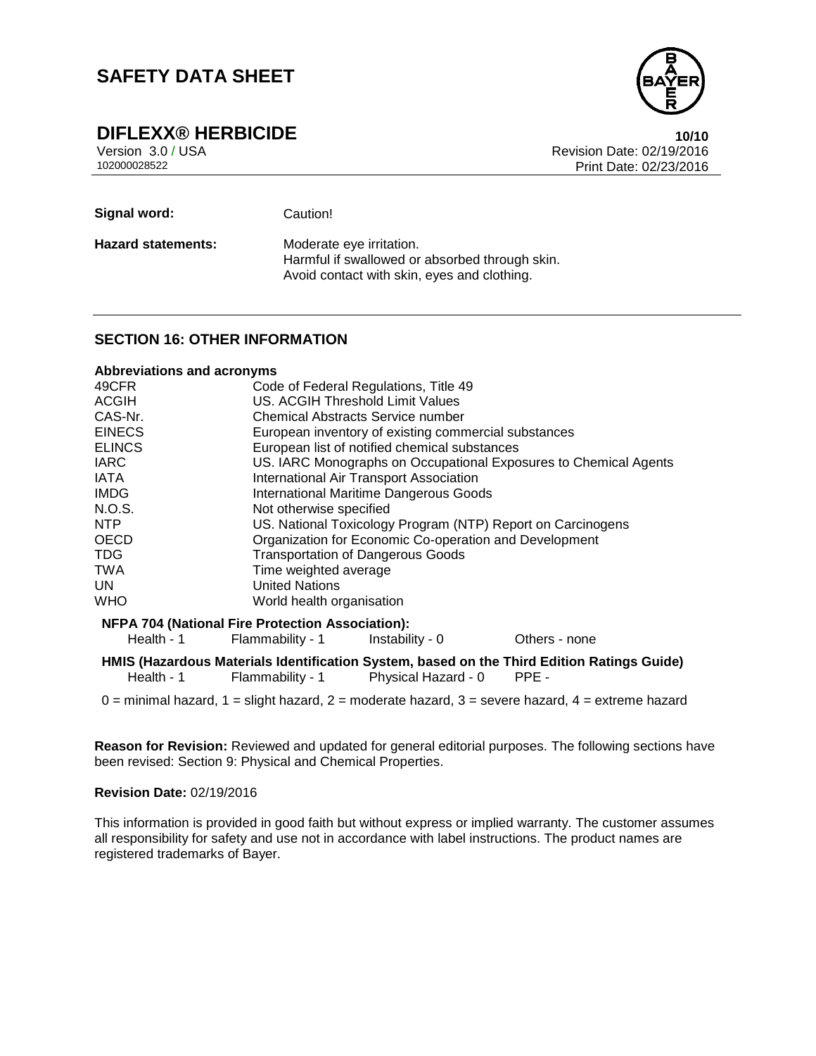| | |
|---|---|
| **Signal word:** | Caution! |
| **Hazard statements:** | Moderate eye irritation.<br>Harmful if swallowed or absorbed through skin.<br>Avoid contact with skin, eyes and clothing. |

## SECTION 16: OTHER INFORMATION

**Abbreviations and acronyms**

| | |
|---|---|
| 49CFR | Code of Federal Regulations, Title 49 |
| ACGIH | US. ACGIH Threshold Limit Values |
| CAS-Nr. | Chemical Abstracts Service number |
| EINECS | European inventory of existing commercial substances |
| ELINCS | European list of notified chemical substances |
| IARC | US. IARC Monographs on Occupational Exposures to Chemical Agents |
| IATA | International Air Transport Association |
| IMDG | International Maritime Dangerous Goods |
| N.O.S. | Not otherwise specified |
| NTP | US. National Toxicology Program (NTP) Report on Carcinogens |
| OECD | Organization for Economic Co-operation and Development |
| TDG | Transportation of Dangerous Goods |
| TWA | Time weighted average |
| UN | United Nations |
| WHO | World health organisation |

**NFPA 704 (National Fire Protection Association):**

| | | | |
|---|---|---|---|
| Health - 1 | Flammability - 1 | Instability - 0 | Others - none |

**HMIS (Hazardous Materials Identification System, based on the Third Edition Ratings Guide)**

| | | | |
|---|---|---|---|
| Health - 1 | Flammability - 1 | Physical Hazard - 0 | PPE - |

0 = minimal hazard, 1 = slight hazard, 2 = moderate hazard, 3 = severe hazard, 4 = extreme hazard

**Reason for Revision:** Reviewed and updated for general editorial purposes. The following sections have been revised: Section 9: Physical and Chemical Properties.

**Revision Date:** 02/19/2016

This information is provided in good faith but without express or implied warranty. The customer assumes all responsibility for safety and use not in accordance with label instructions. The product names are registered trademarks of Bayer.